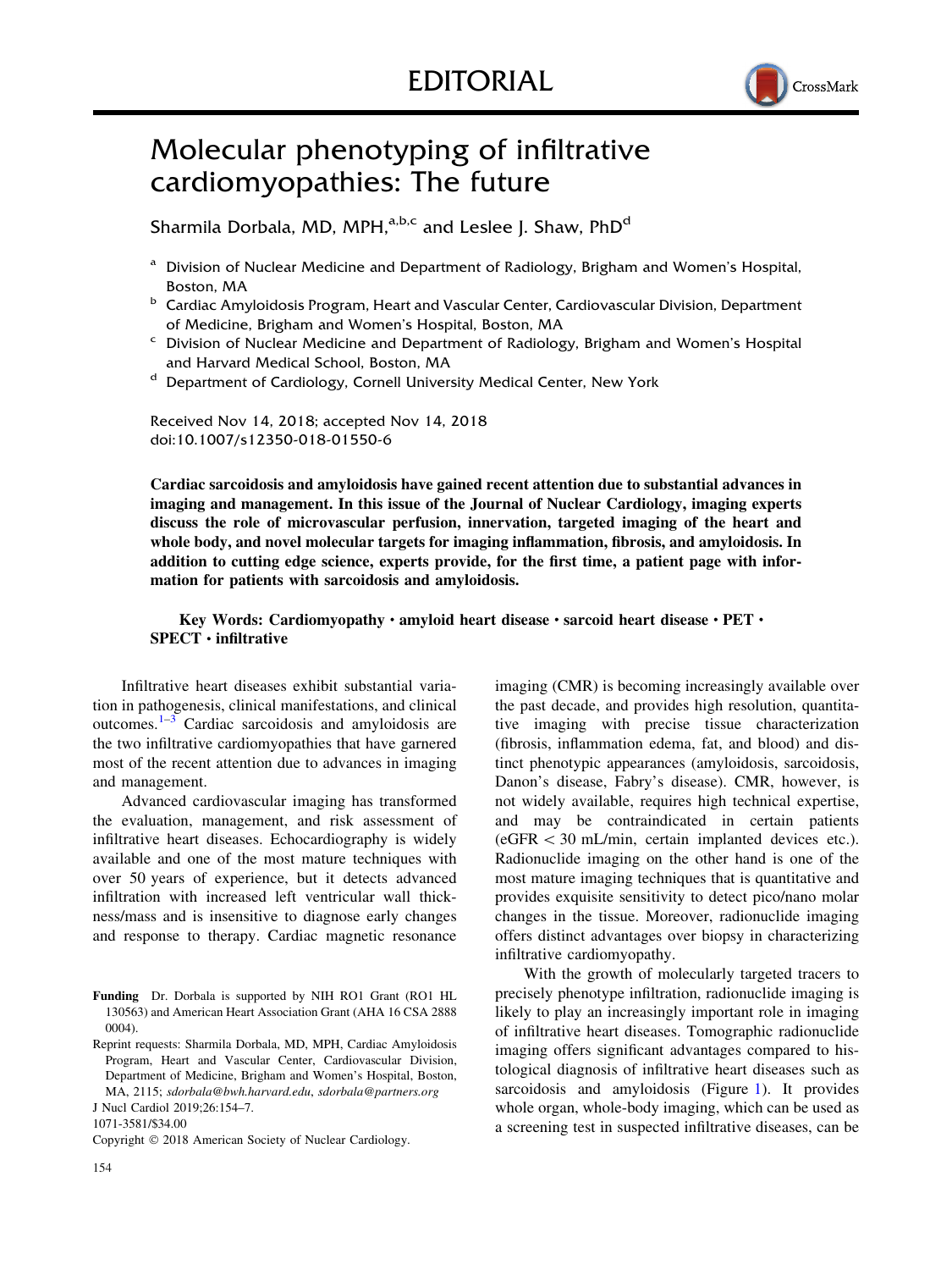EDITORIAL

# Molecular phenotyping of infiltrative cardiomyopathies: The future

Sharmila Dorbala, MD, MPH,[a,b,c] and Leslee J. Shaw, PhD[d]

[a] Division of Nuclear Medicine and Department of Radiology, Brigham and Women's Hospital, Boston, MA

[b] Cardiac Amyloidosis Program, Heart and Vascular Center, Cardiovascular Division, Department of Medicine, Brigham and Women's Hospital, Boston, MA

[c] Division of Nuclear Medicine and Department of Radiology, Brigham and Women's Hospital and Harvard Medical School, Boston, MA

[d] Department of Cardiology, Cornell University Medical Center, New York

Received Nov 14, 2018; accepted Nov 14, 2018
doi:10.1007/s12350-018-01550-6

**Cardiac sarcoidosis and amyloidosis have gained recent attention due to substantial advances in imaging and management. In this issue of the Journal of Nuclear Cardiology, imaging experts discuss the role of microvascular perfusion, innervation, targeted imaging of the heart and whole body, and novel molecular targets for imaging inflammation, fibrosis, and amyloidosis. In addition to cutting edge science, experts provide, for the first time, a patient page with information for patients with sarcoidosis and amyloidosis.**

**Key Words: Cardiomyopathy • amyloid heart disease • sarcoid heart disease • PET • SPECT • infiltrative**

Infiltrative heart diseases exhibit substantial variation in pathogenesis, clinical manifestations, and clinical outcomes.[1–3] Cardiac sarcoidosis and amyloidosis are the two infiltrative cardiomyopathies that have garnered most of the recent attention due to advances in imaging and management.

Advanced cardiovascular imaging has transformed the evaluation, management, and risk assessment of infiltrative heart diseases. Echocardiography is widely available and one of the most mature techniques with over 50 years of experience, but it detects advanced infiltration with increased left ventricular wall thickness/mass and is insensitive to diagnose early changes and response to therapy. Cardiac magnetic resonance imaging (CMR) is becoming increasingly available over the past decade, and provides high resolution, quantitative imaging with precise tissue characterization (fibrosis, inflammation edema, fat, and blood) and distinct phenotypic appearances (amyloidosis, sarcoidosis, Danon's disease, Fabry's disease). CMR, however, is not widely available, requires high technical expertise, and may be contraindicated in certain patients (eGFR $< 30$ mL/min, certain implanted devices etc.). Radionuclide imaging on the other hand is one of the most mature imaging techniques that is quantitative and provides exquisite sensitivity to detect pico/nano molar changes in the tissue. Moreover, radionuclide imaging offers distinct advantages over biopsy in characterizing infiltrative cardiomyopathy.

With the growth of molecularly targeted tracers to precisely phenotype infiltration, radionuclide imaging is likely to play an increasingly important role in imaging of infiltrative heart diseases. Tomographic radionuclide imaging offers significant advantages compared to histological diagnosis of infiltrative heart diseases such as sarcoidosis and amyloidosis (Figure 1). It provides whole organ, whole-body imaging, which can be used as a screening test in suspected infiltrative diseases, can be

**Funding** Dr. Dorbala is supported by NIH RO1 Grant (RO1 HL 130563) and American Heart Association Grant (AHA 16 CSA 2888 0004).

Reprint requests: Sharmila Dorbala, MD, MPH, Cardiac Amyloidosis Program, Heart and Vascular Center, Cardiovascular Division, Department of Medicine, Brigham and Women's Hospital, Boston, MA, 2115; *sdorbala@bwh.harvard.edu*, *sdorbala@partners.org*

1071-3581/$34.00

Copyright © 2018 American Society of Nuclear Cardiology.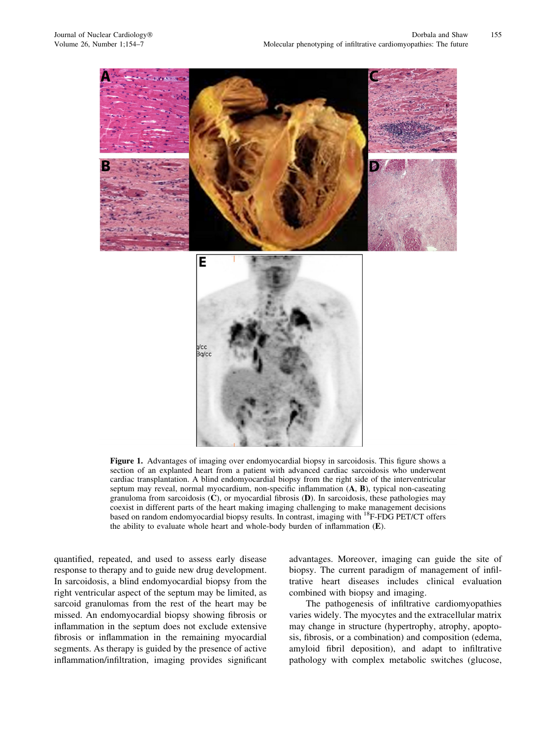**Figure 1.** Advantages of imaging over endomyocardial biopsy in sarcoidosis. This figure shows a section of an explanted heart from a patient with advanced cardiac sarcoidosis who underwent cardiac transplantation. A blind endomyocardial biopsy from the right side of the interventricular septum may reveal, normal myocardium, non-specific inflammation (**A**, **B**), typical non-caseating granuloma from sarcoidosis (**C**), or myocardial fibrosis (**D**). In sarcoidosis, these pathologies may coexist in different parts of the heart making imaging challenging to make management decisions based on random endomyocardial biopsy results. In contrast, imaging with $^{18}$F-FDG PET/CT offers the ability to evaluate whole heart and whole-body burden of inflammation (**E**).

quantified, repeated, and used to assess early disease response to therapy and to guide new drug development. In sarcoidosis, a blind endomyocardial biopsy from the right ventricular aspect of the septum may be limited, as sarcoid granulomas from the rest of the heart may be missed. An endomyocardial biopsy showing fibrosis or inflammation in the septum does not exclude extensive fibrosis or inflammation in the remaining myocardial segments. As therapy is guided by the presence of active inflammation/infiltration, imaging provides significant advantages. Moreover, imaging can guide the site of biopsy. The current paradigm of management of infiltrative heart diseases includes clinical evaluation combined with biopsy and imaging.

The pathogenesis of infiltrative cardiomyopathies varies widely. The myocytes and the extracellular matrix may change in structure (hypertrophy, atrophy, apoptosis, fibrosis, or a combination) and composition (edema, amyloid fibril deposition), and adapt to infiltrative pathology with complex metabolic switches (glucose,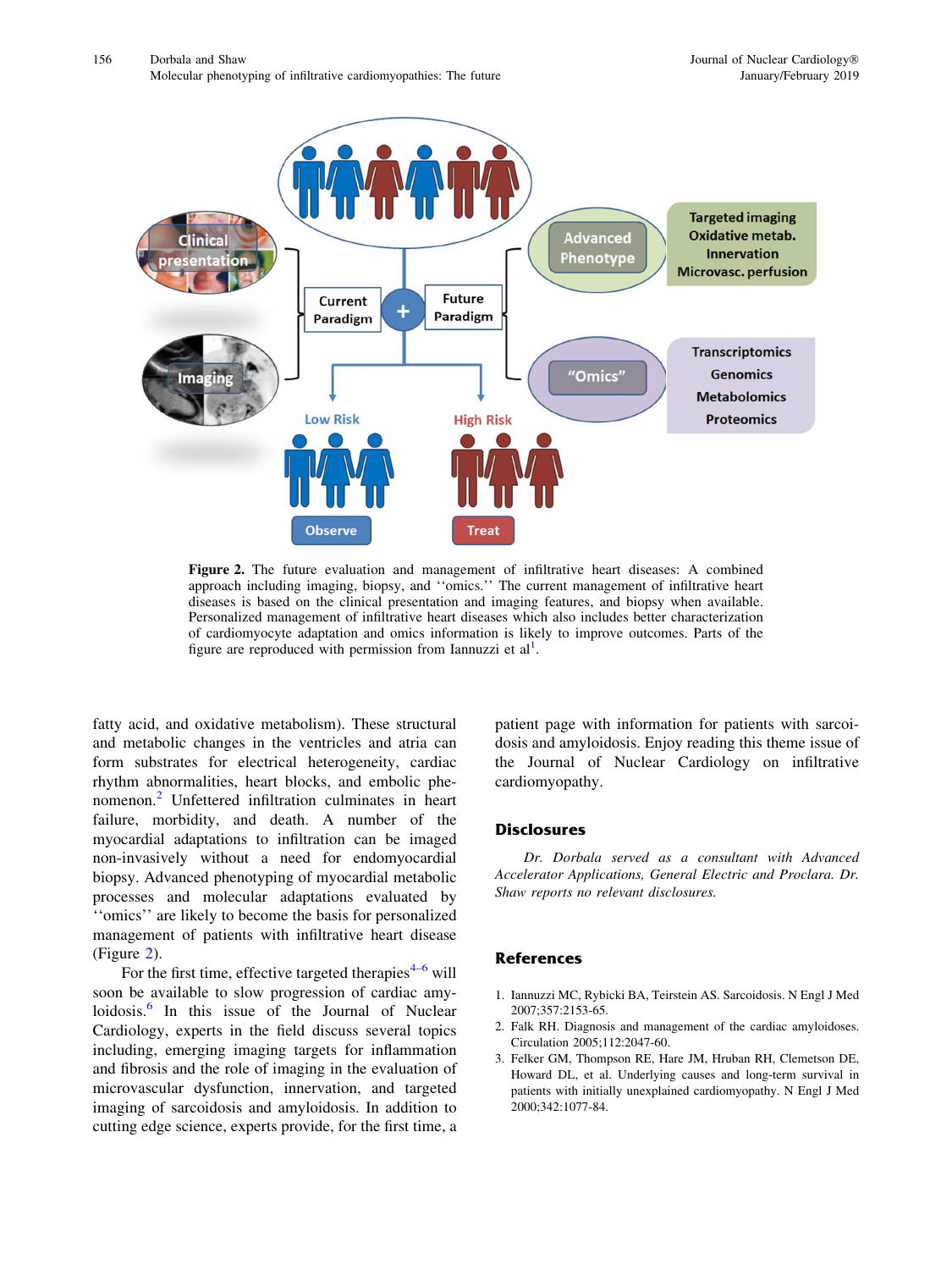**Figure 2.** The future evaluation and management of infiltrative heart diseases: A combined approach including imaging, biopsy, and ''omics.'' The current management of infiltrative heart diseases is based on the clinical presentation and imaging features, and biopsy when available. Personalized management of infiltrative heart diseases which also includes better characterization of cardiomyocyte adaptation and omics information is likely to improve outcomes. Parts of the figure are reproduced with permission from Iannuzzi et al[1].

fatty acid, and oxidative metabolism). These structural and metabolic changes in the ventricles and atria can form substrates for electrical heterogeneity, cardiac rhythm abnormalities, heart blocks, and embolic phenomenon.[2] Unfettered infiltration culminates in heart failure, morbidity, and death. A number of the myocardial adaptations to infiltration can be imaged non-invasively without a need for endomyocardial biopsy. Advanced phenotyping of myocardial metabolic processes and molecular adaptations evaluated by ''omics'' are likely to become the basis for personalized management of patients with infiltrative heart disease (Figure 2).

For the first time, effective targeted therapies[4–6] will soon be available to slow progression of cardiac amyloidosis.[6] In this issue of the Journal of Nuclear Cardiology, experts in the field discuss several topics including, emerging imaging targets for inflammation and fibrosis and the role of imaging in the evaluation of microvascular dysfunction, innervation, and targeted imaging of sarcoidosis and amyloidosis. In addition to cutting edge science, experts provide, for the first time, a patient page with information for patients with sarcoidosis and amyloidosis. Enjoy reading this theme issue of the Journal of Nuclear Cardiology on infiltrative cardiomyopathy.

## Disclosures

*Dr. Dorbala served as a consultant with Advanced Accelerator Applications, General Electric and Proclara. Dr. Shaw reports no relevant disclosures.*

## References

1. Iannuzzi MC, Rybicki BA, Teirstein AS. Sarcoidosis. N Engl J Med 2007;357:2153-65.
2. Falk RH. Diagnosis and management of the cardiac amyloidoses. Circulation 2005;112:2047-60.
3. Felker GM, Thompson RE, Hare JM, Hruban RH, Clemetson DE, Howard DL, et al. Underlying causes and long-term survival in patients with initially unexplained cardiomyopathy. N Engl J Med 2000;342:1077-84.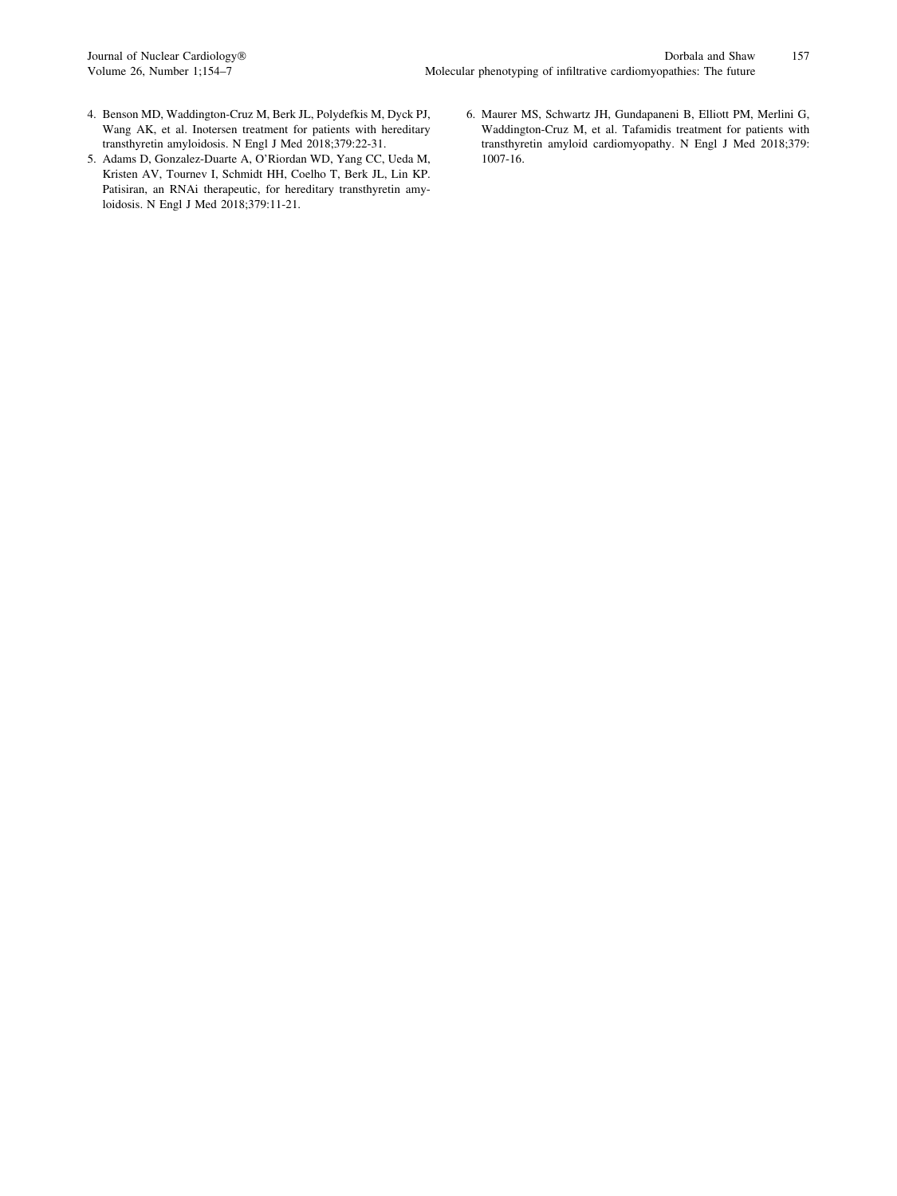4. Benson MD, Waddington-Cruz M, Berk JL, Polydefkis M, Dyck PJ, Wang AK, et al. Inotersen treatment for patients with hereditary transthyretin amyloidosis. N Engl J Med 2018;379:22-31.
5. Adams D, Gonzalez-Duarte A, O'Riordan WD, Yang CC, Ueda M, Kristen AV, Tournev I, Schmidt HH, Coelho T, Berk JL, Lin KP. Patisiran, an RNAi therapeutic, for hereditary transthyretin amyloidosis. N Engl J Med 2018;379:11-21.
6. Maurer MS, Schwartz JH, Gundapaneni B, Elliott PM, Merlini G, Waddington-Cruz M, et al. Tafamidis treatment for patients with transthyretin amyloid cardiomyopathy. N Engl J Med 2018;379: 1007-16.